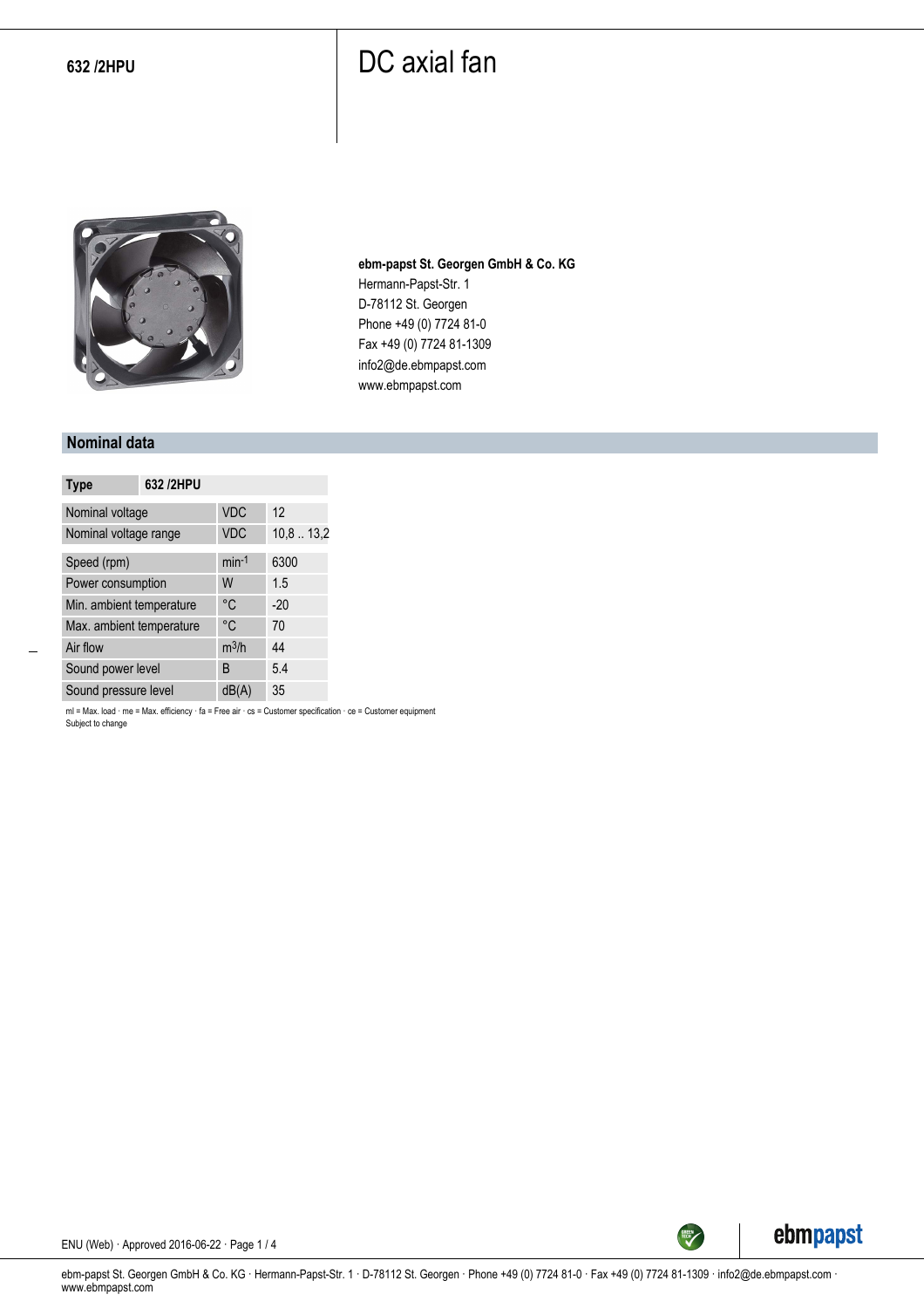**632 /2HPU**

# DC axial fan

**ebm-papst St. Georgen GmbH & Co. KG**
Hermann-Papst-Str. 1
D-78112 St. Georgen
Phone +49 (0) 7724 81-0
Fax +49 (0) 7724 81-1309
info2@de.ebmpapst.com
www.ebmpapst.com

## Nominal data

| Type | | 632 /2HPU |
|---|---|---|
| Nominal voltage | VDC | 12 |
| Nominal voltage range | VDC | 10,8 .. 13,2 |
| Speed (rpm) | $min^{-1}$ | 6300 |
| Power consumption | W | 1.5 |
| Min. ambient temperature | °C | -20 |
| Max. ambient temperature | °C | 70 |
| Air flow | $m^3/h$ | 44 |
| Sound power level | B | 5.4 |
| Sound pressure level | dB(A) | 35 |

ml = Max. load · me = Max. efficiency · fa = Free air · cs = Customer specification · ce = Customer equipment
Subject to change

ENU (Web) · Approved 2016-06-22

ebm-papst St. Georgen GmbH & Co. KG · Hermann-Papst-Str. 1 · D-78112 St. Georgen · Phone +49 (0) 7724 81-0 · Fax +49 (0) 7724 81-1309 · info2@de.ebmpapst.com · www.ebmpapst.com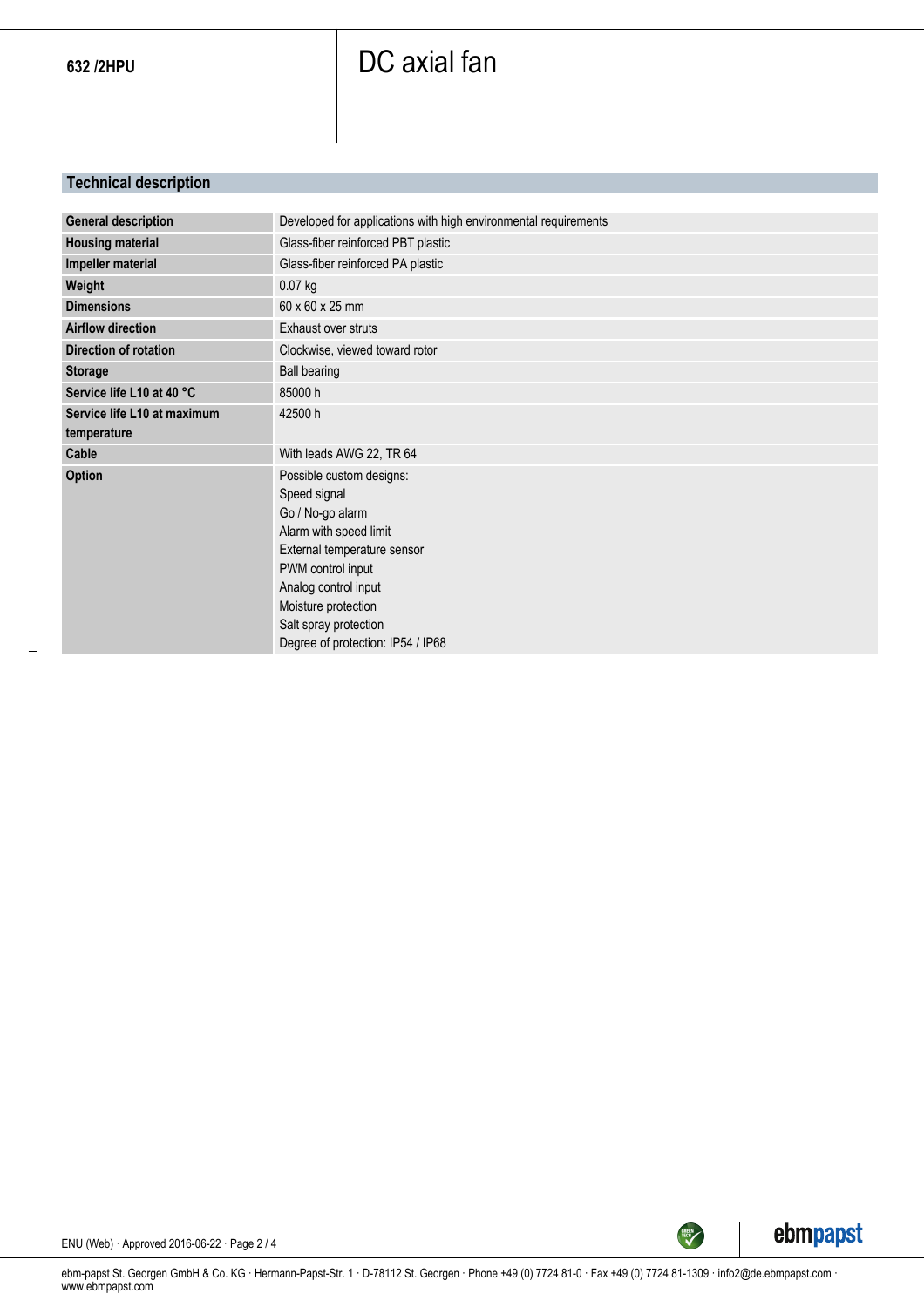632 /2HPU

# DC axial fan

## Technical description

| | |
|---|---|
| **General description** | Developed for applications with high environmental requirements |
| **Housing material** | Glass-fiber reinforced PBT plastic |
| **Impeller material** | Glass-fiber reinforced PA plastic |
| **Weight** | 0.07 kg |
| **Dimensions** | 60 x 60 x 25 mm |
| **Airflow direction** | Exhaust over struts |
| **Direction of rotation** | Clockwise, viewed toward rotor |
| **Storage** | Ball bearing |
| **Service life L10 at 40 °C** | 85000 h |
| **Service life L10 at maximum temperature** | 42500 h |
| **Cable** | With leads AWG 22, TR 64 |
| **Option** | Possible custom designs:<br>Speed signal<br>Go / No-go alarm<br>Alarm with speed limit<br>External temperature sensor<br>PWM control input<br>Analog control input<br>Moisture protection<br>Salt spray protection<br>Degree of protection: IP54 / IP68 |

ENU (Web) · Approved 2016-06-22

ebm-papst St. Georgen GmbH & Co. KG · Hermann-Papst-Str. 1 · D-78112 St. Georgen · Phone +49 (0) 7724 81-0 · Fax +49 (0) 7724 81-1309 · info2@de.ebmpapst.com · www.ebmpapst.com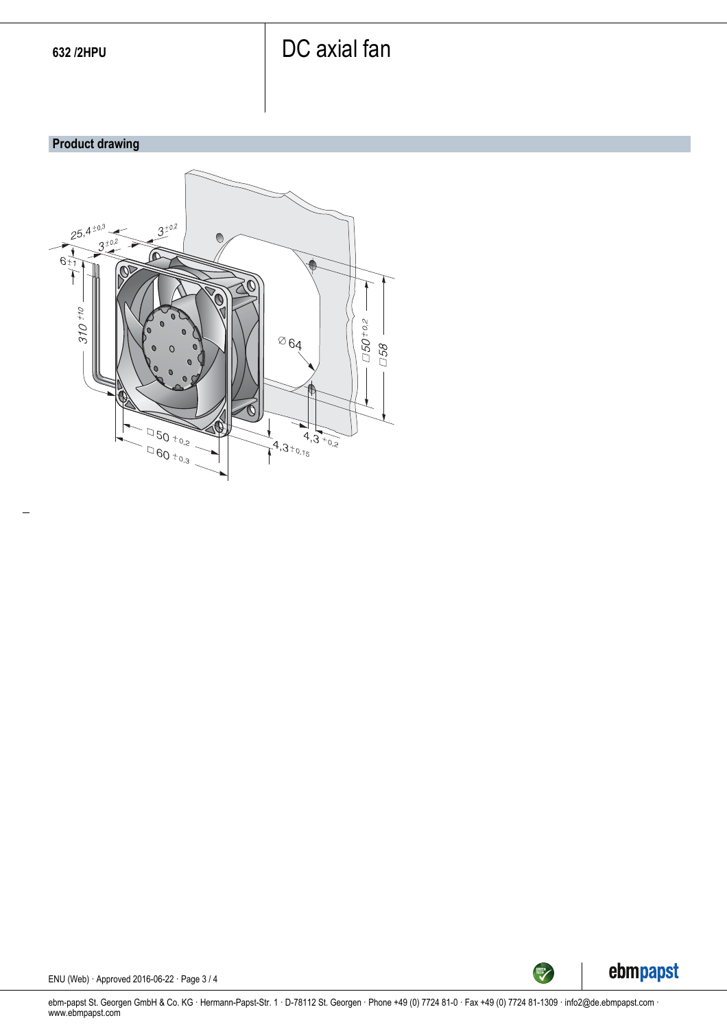## Product drawing

25,4 ±0,3

3 ±0,2

3 ±0,2

6 ±1

310 ±10

Ø 64

□ 50 ±0,2

□ 58

□ 50 ±0,2

□ 60 ±0,3

4,3 ±0,15

4,3 ±0,2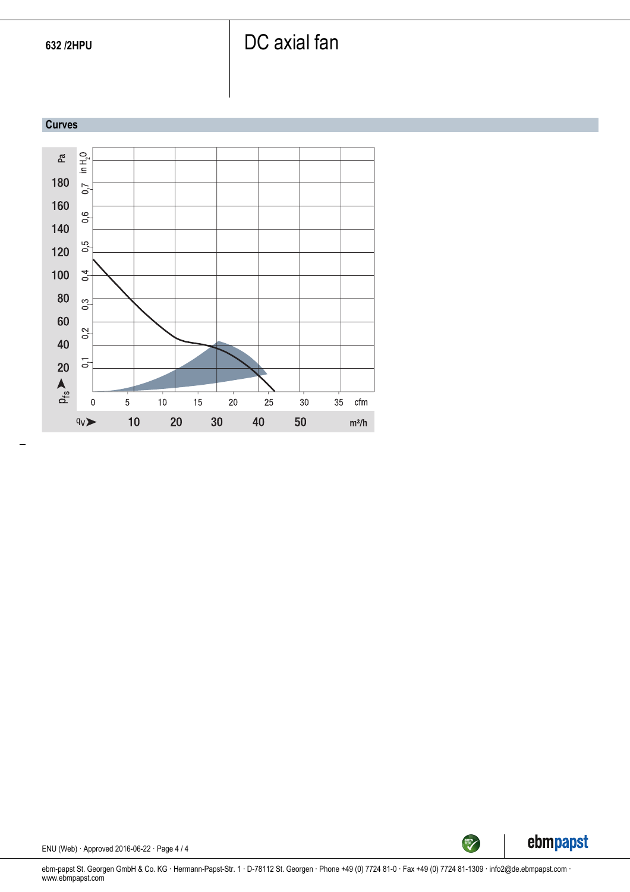632 /2HPU

# DC axial fan

## Curves

Pa

in $H_2O$

180

160

140

120

100

80

60

40

20

$p_{fs}$

0,7

0,6

0,5

0,4

0,3

0,2

0,1

0 5 10 15 20 25 30 35 cfm

$q_V$ 10 20 30 40 50 m³/h

ebm-papst St. Georgen GmbH & Co. KG · Hermann-Papst-Str. 1 · D-78112 St. Georgen · Phone +49 (0) 7724 81-0 · Fax +49 (0) 7724 81-1309 · info2@de.ebmpapst.com · www.ebmpapst.com